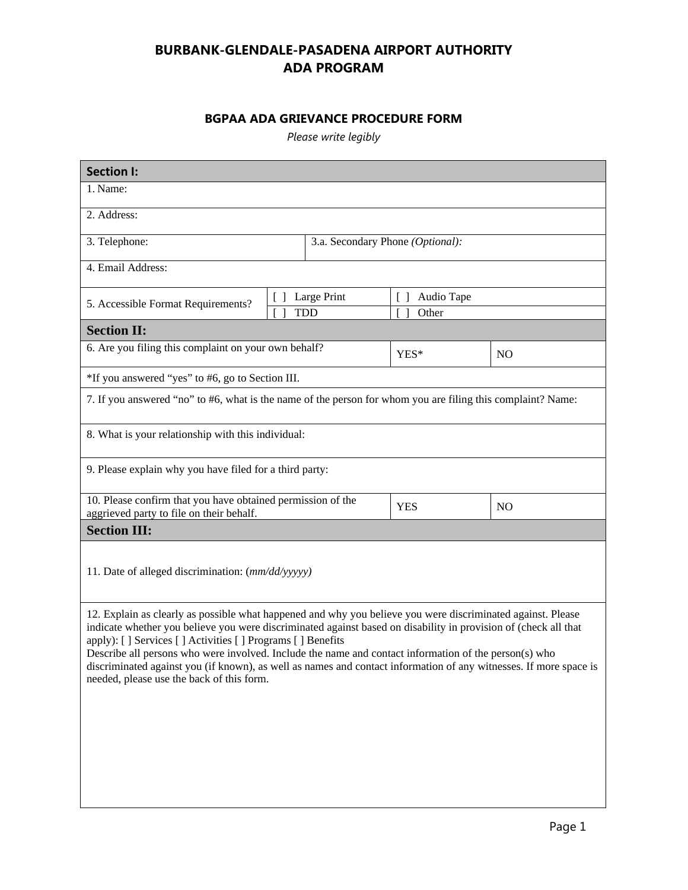# BURBANK-GLENDALE-PASADENA AIRPORT AUTHORITY
# ADA PROGRAM

## BGPAA ADA GRIEVANCE PROCEDURE FORM

*Please write legibly*

| **Section I:** | | | |
|---|---|---|---|
| 1. Name: | | | |
| 2. Address: | | | |
| 3. Telephone: | 3.a. Secondary Phone *(Optional):* | | |
| 4. Email Address: | | | |
| 5. Accessible Format Requirements? | [ ] Large Print | [ ] Audio Tape | |
| | [ ] TDD | [ ] Other | |
| **Section II:** | | | |
| 6. Are you filing this complaint on your own behalf? | | YES* | NO |
| *If you answered “yes” to #6, go to Section III. | | | |
| 7. If you answered “no” to #6, what is the name of the person for whom you are filing this complaint? Name: | | | |
| 8. What is your relationship with this individual: | | | |
| 9. Please explain why you have filed for a third party: | | | |
| 10. Please confirm that you have obtained permission of the aggrieved party to file on their behalf. | | YES | NO |
| **Section III:** | | | |
| 11. Date of alleged discrimination: (*mm/dd/yyyyy)* | | | |
| 12. Explain as clearly as possible what happened and why you believe you were discriminated against. Please indicate whether you believe you were discriminated against based on disability in provision of (check all that apply): [ ] Services [ ] Activities [ ] Programs [ ] Benefits<br>Describe all persons who were involved. Include the name and contact information of the person(s) who discriminated against you (if known), as well as names and contact information of any witnesses. If more space is needed, please use the back of this form. | | | |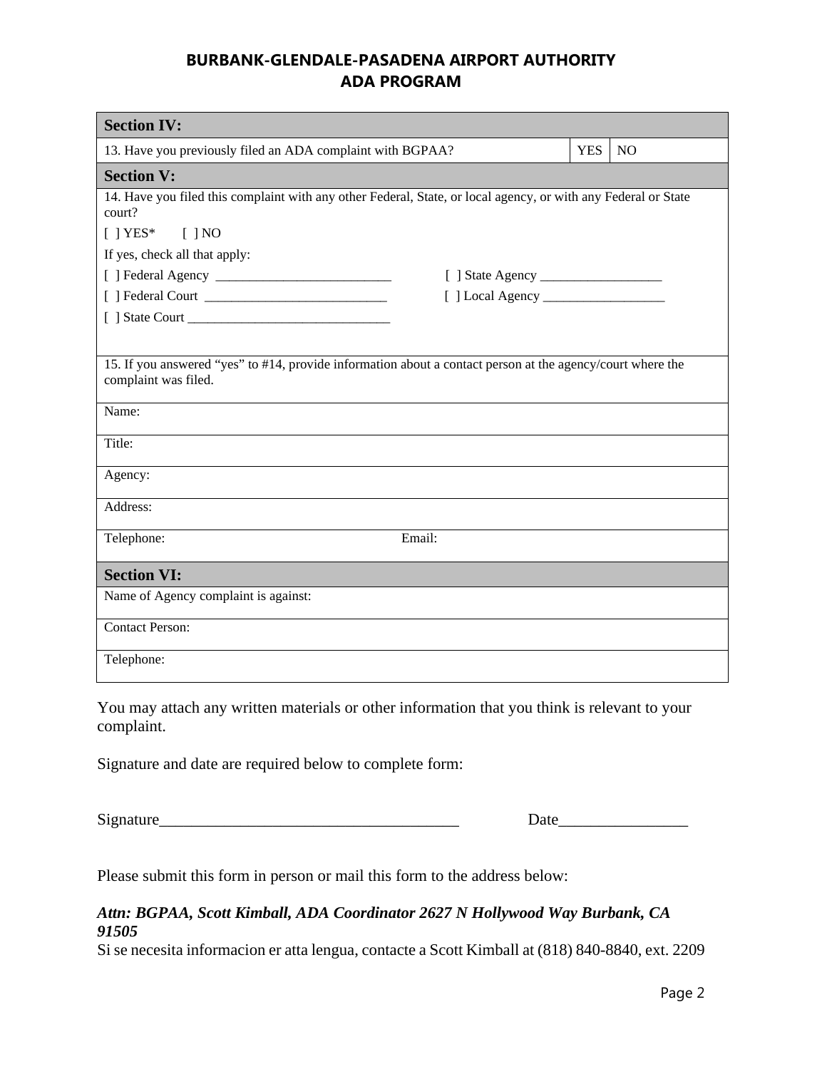## BURBANK-GLENDALE-PASADENA AIRPORT AUTHORITY
## ADA PROGRAM

| Section IV: | | |
|---|---|---|
| 13. Have you previously filed an ADA complaint with BGPAA? | YES | NO |

**Section V:**

14. Have you filed this complaint with any other Federal, State, or local agency, or with any Federal or State court?

[ ] YES* [ ] NO

If yes, check all that apply:

[ ] Federal Agency ___________________________ [ ] State Agency ___________________

[ ] Federal Court ____________________________ [ ] Local Agency ___________________

[ ] State Court _______________________________

15. If you answered "yes" to #14, provide information about a contact person at the agency/court where the complaint was filed.

| | |
|---|---|
| Name: | |
| Title: | |
| Agency: | |
| Address: | |
| Telephone: | Email: |

**Section VI:**

| |
|---|
| Name of Agency complaint is against: |
| Contact Person: |
| Telephone: |

You may attach any written materials or other information that you think is relevant to your complaint.

Signature and date are required below to complete form:

Signature_____________________________________ Date________________

Please submit this form in person or mail this form to the address below:

***Attn: BGPAA, Scott Kimball, ADA Coordinator 2627 N Hollywood Way Burbank, CA 91505***

Si se necesita informacion er atta lengua, contacte a Scott Kimball at (818) 840-8840, ext. 2209